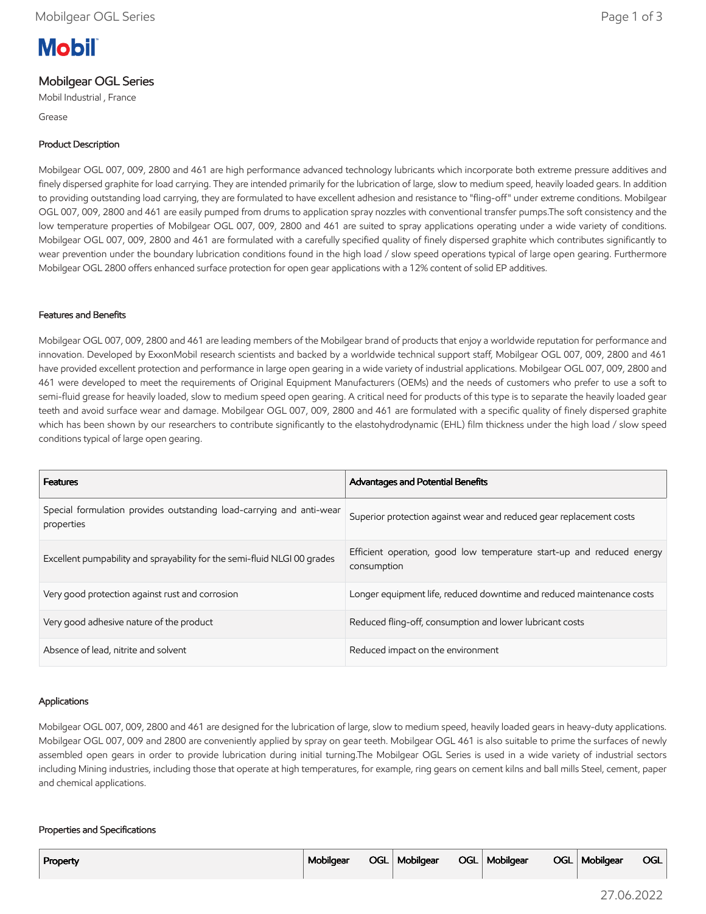Mobil

# Mobilgear OGL Series

Mobil Industrial , France

Grease

## Product Description

Mobilgear OGL 007, 009, 2800 and 461 are high performance advanced technology lubricants which incorporate both extreme pressure additives and finely dispersed graphite for load carrying. They are intended primarily for the lubrication of large, slow to medium speed, heavily loaded gears. In addition to providing outstanding load carrying, they are formulated to have excellent adhesion and resistance to "fling-off" under extreme conditions. Mobilgear OGL 007, 009, 2800 and 461 are easily pumped from drums to application spray nozzles with conventional transfer pumps.The soft consistency and the low temperature properties of Mobilgear OGL 007, 009, 2800 and 461 are suited to spray applications operating under a wide variety of conditions. Mobilgear OGL 007, 009, 2800 and 461 are formulated with a carefully specified quality of finely dispersed graphite which contributes significantly to wear prevention under the boundary lubrication conditions found in the high load / slow speed operations typical of large open gearing. Furthermore Mobilgear OGL 2800 offers enhanced surface protection for open gear applications with a 12% content of solid EP additives.

## Features and Benefits

Mobilgear OGL 007, 009, 2800 and 461 are leading members of the Mobilgear brand of products that enjoy a worldwide reputation for performance and innovation. Developed by ExxonMobil research scientists and backed by a worldwide technical support staff, Mobilgear OGL 007, 009, 2800 and 461 have provided excellent protection and performance in large open gearing in a wide variety of industrial applications. Mobilgear OGL 007, 009, 2800 and 461 were developed to meet the requirements of Original Equipment Manufacturers (OEMs) and the needs of customers who prefer to use a soft to semi-fluid grease for heavily loaded, slow to medium speed open gearing. A critical need for products of this type is to separate the heavily loaded gear teeth and avoid surface wear and damage. Mobilgear OGL 007, 009, 2800 and 461 are formulated with a specific quality of finely dispersed graphite which has been shown by our researchers to contribute significantly to the elastohydrodynamic (EHL) film thickness under the high load / slow speed conditions typical of large open gearing.

| Features | Advantages and Potential Benefits |
| --- | --- |
| Special formulation provides outstanding load-carrying and anti-wear properties | Superior protection against wear and reduced gear replacement costs |
| Excellent pumpability and sprayability for the semi-fluid NLGI 00 grades | Efficient operation, good low temperature start-up and reduced energy consumption |
| Very good protection against rust and corrosion | Longer equipment life, reduced downtime and reduced maintenance costs |
| Very good adhesive nature of the product | Reduced fling-off, consumption and lower lubricant costs |
| Absence of lead, nitrite and solvent | Reduced impact on the environment |

## Applications

Mobilgear OGL 007, 009, 2800 and 461 are designed for the lubrication of large, slow to medium speed, heavily loaded gears in heavy-duty applications. Mobilgear OGL 007, 009 and 2800 are conveniently applied by spray on gear teeth. Mobilgear OGL 461 is also suitable to prime the surfaces of newly assembled open gears in order to provide lubrication during initial turning.The Mobilgear OGL Series is used in a wide variety of industrial sectors including Mining industries, including those that operate at high temperatures, for example, ring gears on cement kilns and ball mills Steel, cement, paper and chemical applications.

## Properties and Specifications

| Property | Mobilgear OGL | Mobilgear OGL | Mobilgear OGL | Mobilgear OGL |
| --- | --- | --- | --- | --- |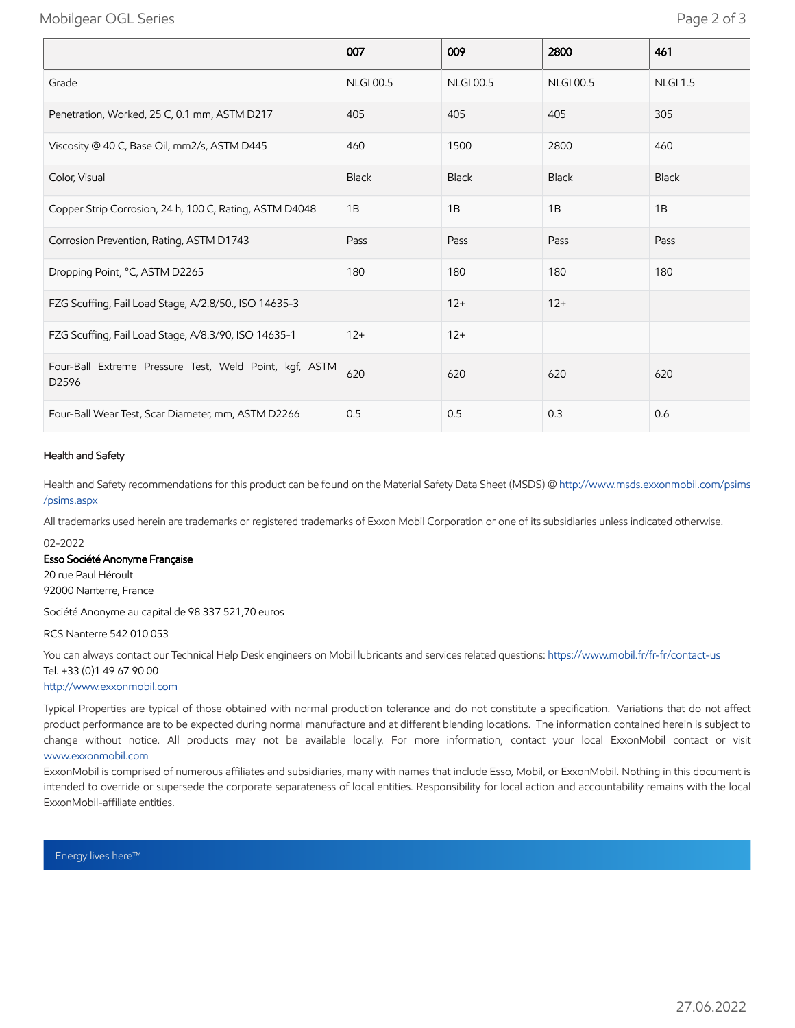| | 007 | 009 | 2800 | 461 |
|---|---|---|---|---|
| Grade | NLGI 00.5 | NLGI 00.5 | NLGI 00.5 | NLGI 1.5 |
| Penetration, Worked, 25 C, 0.1 mm, ASTM D217 | 405 | 405 | 405 | 305 |
| Viscosity @ 40 C, Base Oil, mm2/s, ASTM D445 | 460 | 1500 | 2800 | 460 |
| Color, Visual | Black | Black | Black | Black |
| Copper Strip Corrosion, 24 h, 100 C, Rating, ASTM D4048 | 1B | 1B | 1B | 1B |
| Corrosion Prevention, Rating, ASTM D1743 | Pass | Pass | Pass | Pass |
| Dropping Point, °C, ASTM D2265 | 180 | 180 | 180 | 180 |
| FZG Scuffing, Fail Load Stage, A/2.8/50., ISO 14635-3 | | 12+ | 12+ | |
| FZG Scuffing, Fail Load Stage, A/8.3/90, ISO 14635-1 | 12+ | 12+ | | |
| Four-Ball Extreme Pressure Test, Weld Point, kgf, ASTM D2596 | 620 | 620 | 620 | 620 |
| Four-Ball Wear Test, Scar Diameter, mm, ASTM D2266 | 0.5 | 0.5 | 0.3 | 0.6 |

### Health and Safety

Health and Safety recommendations for this product can be found on the Material Safety Data Sheet (MSDS) @ http://www.msds.exxonmobil.com/psims/psims.aspx

All trademarks used herein are trademarks or registered trademarks of Exxon Mobil Corporation or one of its subsidiaries unless indicated otherwise.

02-2022

**Esso Société Anonyme Française**
20 rue Paul Héroult
92000 Nanterre, France

Société Anonyme au capital de 98 337 521,70 euros

RCS Nanterre 542 010 053

You can always contact our Technical Help Desk engineers on Mobil lubricants and services related questions: https://www.mobil.fr/fr-fr/contact-us
Tel. +33 (0)1 49 67 90 00
http://www.exxonmobil.com

Typical Properties are typical of those obtained with normal production tolerance and do not constitute a specification. Variations that do not affect product performance are to be expected during normal manufacture and at different blending locations. The information contained herein is subject to change without notice. All products may not be available locally. For more information, contact your local ExxonMobil contact or visit www.exxonmobil.com

ExxonMobil is comprised of numerous affiliates and subsidiaries, many with names that include Esso, Mobil, or ExxonMobil. Nothing in this document is intended to override or supersede the corporate separateness of local entities. Responsibility for local action and accountability remains with the local ExxonMobil-affiliate entities.

Energy lives here™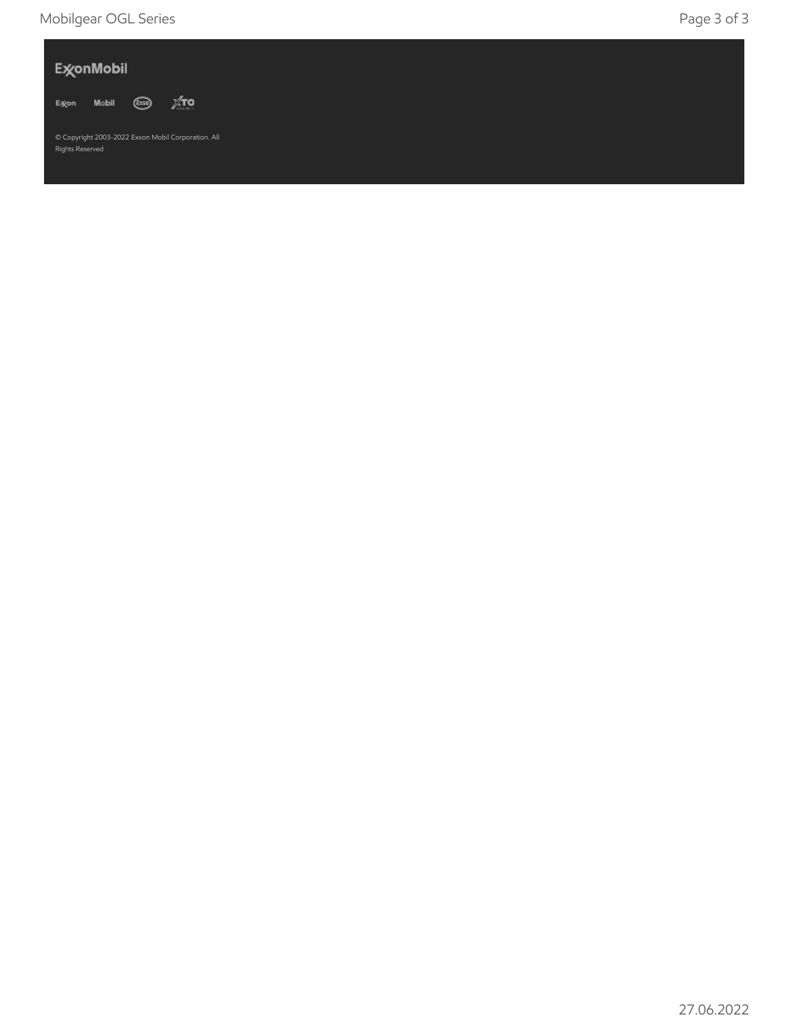ExxonMobil

Exxon Mobil Esso XTO

© Copyright 2003-2022 Exxon Mobil Corporation. All Rights Reserved